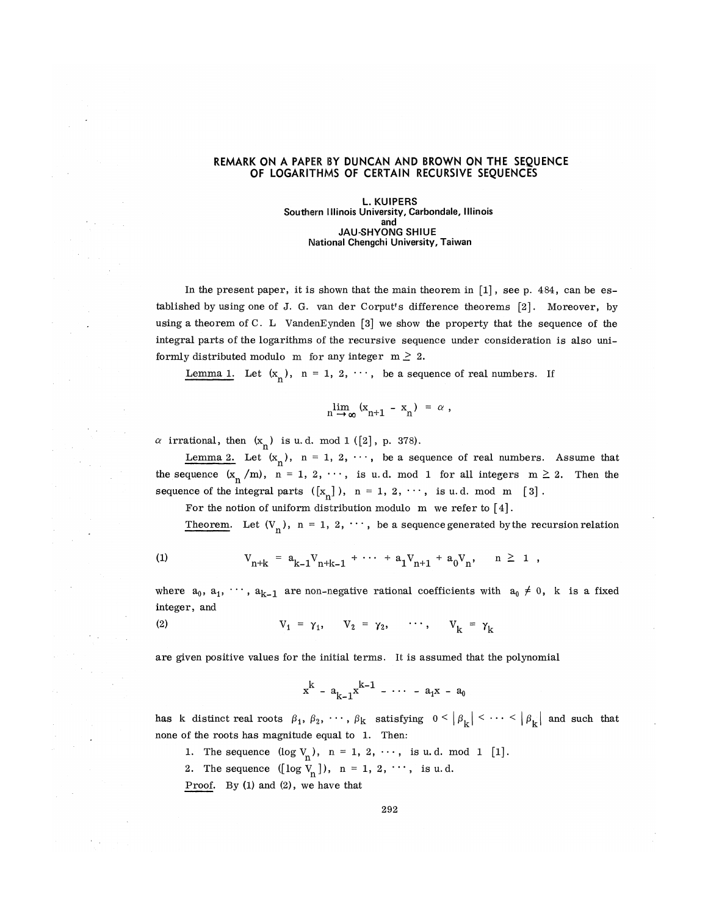# REMARK ON A PAPER BY DUNCAN AND BROWN ON THE SEQUENCE OF LOGARITHMS OF CERTAIN RECURSIVE SEQUENCES

**L. KUIPERS**
Southern Illinois University, Carbondale, Illinois
and
**JAU-SHYONG SHIUE**
National Chengchi University, Taiwan

In the present paper, it is shown that the main theorem in [1], see p. 484, can be established by using one of J. G. van der Corput's difference theorems [2]. Moreover, by using a theorem of C. L VandenEynden [3] we show the property that the sequence of the integral parts of the logarithms of the recursive sequence under consideration is also uniformly distributed modulo m for any integer $m \geq 2$.

<u>Lemma 1.</u> Let $(x_n)$, $n = 1, 2, \cdots$, be a sequence of real numbers. If

$$\lim_{n \to \infty} (x_{n+1} - x_n) = \alpha,$$

$\alpha$ irrational, then $(x_n)$ is u.d. mod 1 ([2], p. 378).

<u>Lemma 2.</u> Let $(x_n)$, $n = 1, 2, \cdots$, be a sequence of real numbers. Assume that the sequence $(x_n/m)$, $n = 1, 2, \cdots$, is u.d. mod 1 for all integers $m \geq 2$. Then the sequence of the integral parts $([x_n])$, $n = 1, 2, \cdots$, is u.d. mod m [3].

For the notion of uniform distribution modulo m we refer to [4].

<u>Theorem.</u> Let $(V_n)$, $n = 1, 2, \cdots$, be a sequence generated by the recursion relation

$$V_{n+k} = a_{k-1}V_{n+k-1} + \cdots + a_1V_{n+1} + a_0V_n, \quad n \geq 1, \tag{1}$$

where $a_0, a_1, \cdots, a_{k-1}$ are non-negative rational coefficients with $a_0 \neq 0$, $k$ is a fixed integer, and

$$V_1 = \gamma_1, \quad V_2 = \gamma_2, \quad \cdots, \quad V_k = \gamma_k \tag{2}$$

are given positive values for the initial terms. It is assumed that the polynomial

$$x^k - a_{k-1}x^{k-1} - \cdots - a_1x - a_0$$

has k distinct real roots $\beta_1, \beta_2, \cdots, \beta_k$ satisfying $0 < |\beta_k| < \cdots < |\beta_k|$ and such that none of the roots has magnitude equal to 1. Then:

1. The sequence $(\log V_n)$, $n = 1, 2, \cdots$, is u.d. mod 1 [1].
2. The sequence $([\log V_n])$, $n = 1, 2, \cdots$, is u.d.

<u>Proof.</u> By (1) and (2), we have that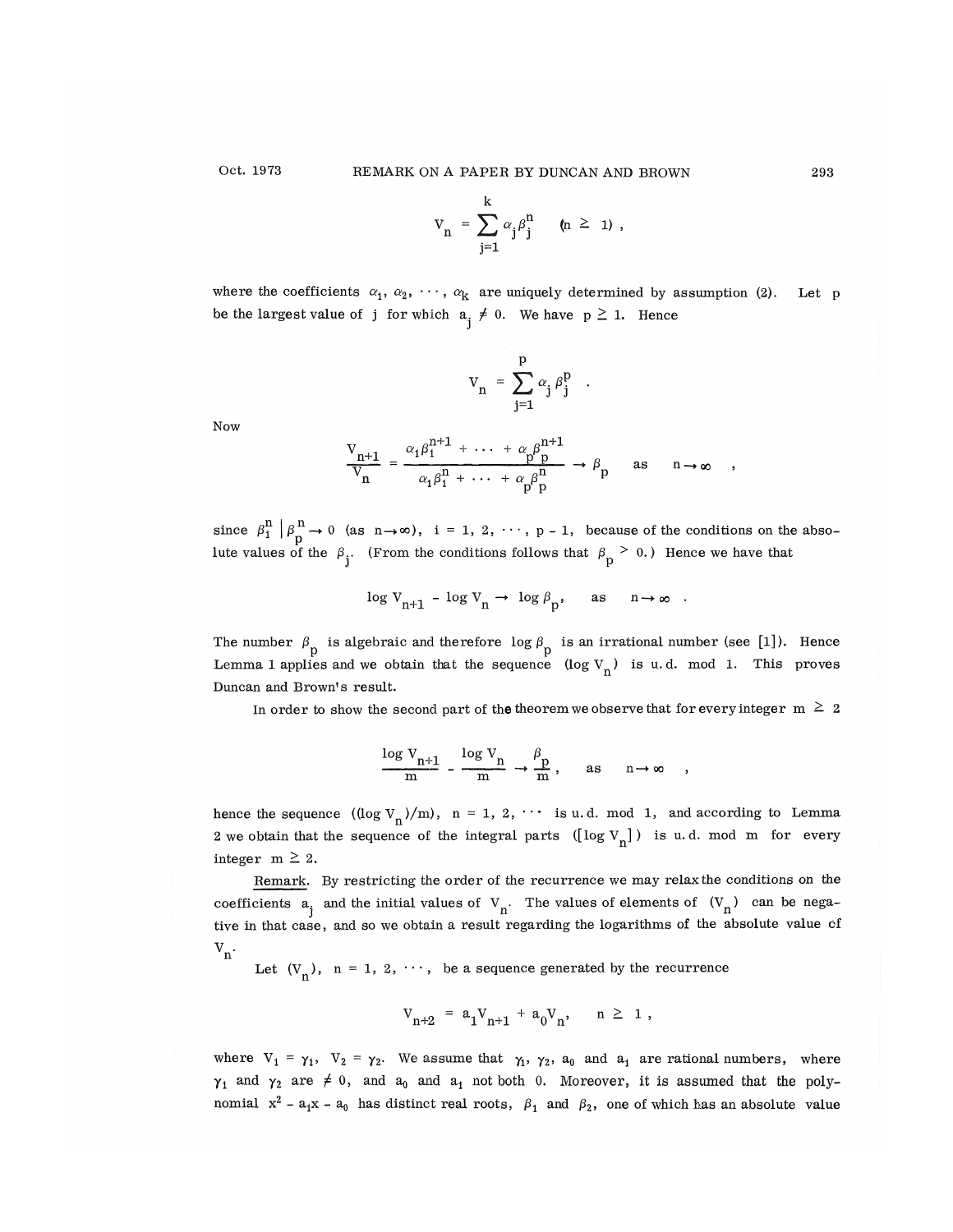$$V_n = \sum_{j=1}^{k} \alpha_j \beta_j^n \quad (n \geq 1),$$

where the coefficients $\alpha_1, \alpha_2, \cdots, \alpha_k$ are uniquely determined by assumption (2). Let p be the largest value of j for which $a_j \neq 0$. We have $p \geq 1$. Hence

$$V_n = \sum_{j=1}^{p} \alpha_j \beta_j^p .$$

Now

$$\frac{V_{n+1}}{V_n} = \frac{\alpha_1 \beta_1^{n+1} + \cdots + \alpha_p \beta_p^{n+1}}{\alpha_1 \beta_1^n + \cdots + \alpha_p \beta_p^n} \to \beta_p \quad \text{as} \quad n \to \infty ,$$

since $\beta_i^n \mid \beta_p^n \to 0$ (as $n \to \infty$), $i = 1, 2, \cdots, p-1$, because of the conditions on the absolute values of the $\beta_j$. (From the conditions follows that $\beta_p > 0$.) Hence we have that

$$\log V_{n+1} - \log V_n \to \log \beta_p, \quad \text{as} \quad n \to \infty .$$

The number $\beta_p$ is algebraic and therefore $\log \beta_p$ is an irrational number (see [1]). Hence Lemma 1 applies and we obtain that the sequence $(\log V_n)$ is u.d. mod 1. This proves Duncan and Brown's result.

In order to show the second part of the theorem we observe that for every integer $m \geq 2$

$$\frac{\log V_{n+1}}{m} - \frac{\log V_n}{m} \to \frac{\beta_p}{m}, \quad \text{as} \quad n \to \infty ,$$

hence the sequence $((\log V_n)/m)$, $n = 1, 2, \cdots$ is u.d. mod 1, and according to Lemma 2 we obtain that the sequence of the integral parts $([\log V_n])$ is u.d. mod m for every integer $m \geq 2$.

Remark. By restricting the order of the recurrence we may relax the conditions on the coefficients $a_j$ and the initial values of $V_n$. The values of elements of $(V_n)$ can be negative in that case, and so we obtain a result regarding the logarithms of the absolute value of $V_n$.

Let $(V_n)$, $n = 1, 2, \cdots$, be a sequence generated by the recurrence

$$V_{n+2} = a_1 V_{n+1} + a_0 V_n, \quad n \geq 1,$$

where $V_1 = \gamma_1$, $V_2 = \gamma_2$. We assume that $\gamma_1$, $\gamma_2$, $a_0$ and $a_1$ are rational numbers, where $\gamma_1$ and $\gamma_2$ are $\neq 0$, and $a_0$ and $a_1$ not both 0. Moreover, it is assumed that the polynomial $x^2 - a_1 x - a_0$ has distinct real roots, $\beta_1$ and $\beta_2$, one of which has an absolute value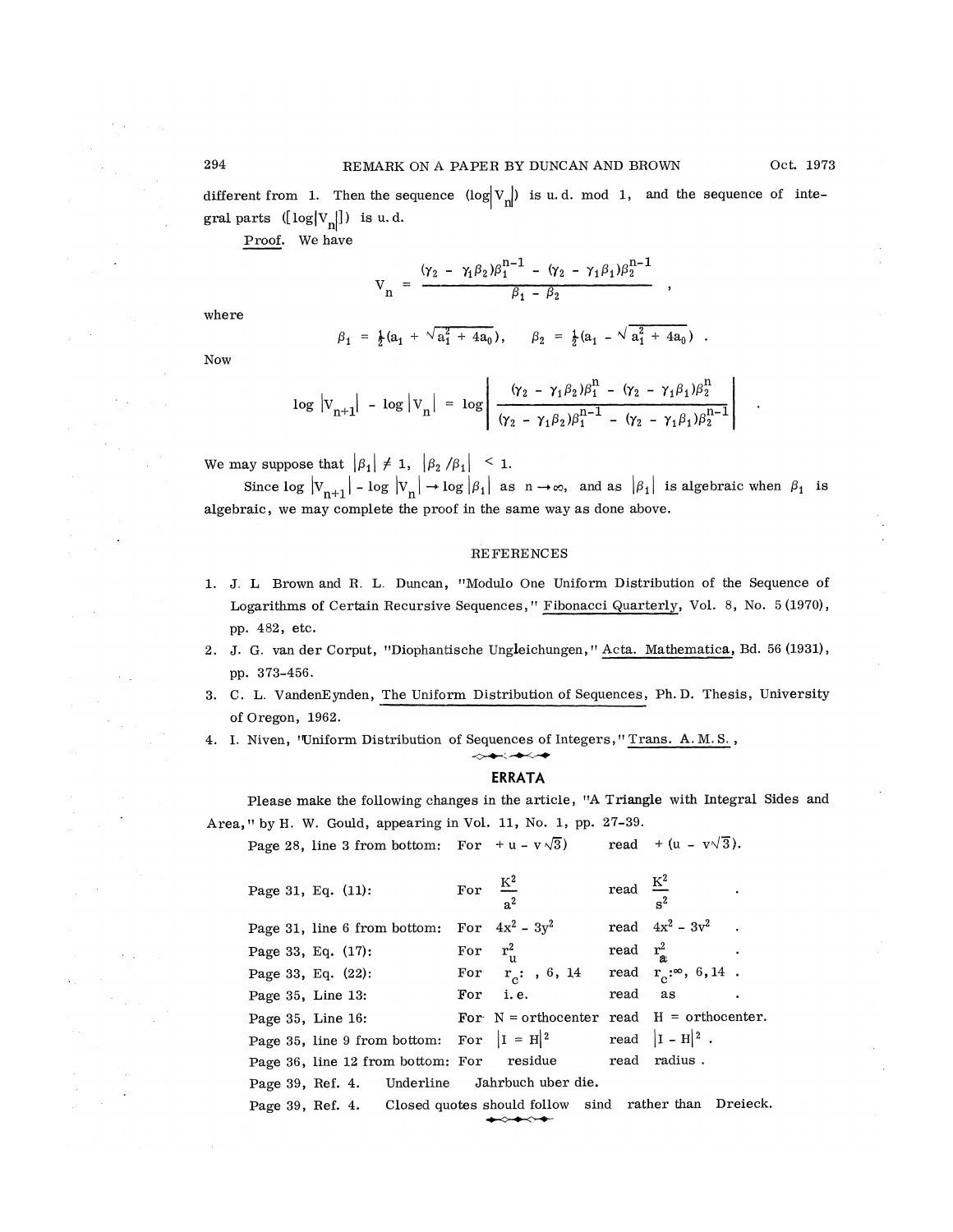different from 1. Then the sequence $(\log|V_n|)$ is u.d. mod 1, and the sequence of integral parts $([\log|V_n|])$ is u.d.

Proof. We have

$$V_n = \frac{(\gamma_2 - \gamma_1\beta_2)\beta_1^{n-1} - (\gamma_2 - \gamma_1\beta_1)\beta_2^{n-1}}{\beta_1 - \beta_2} \quad ,$$

where

$$\beta_1 = \tfrac{1}{2}(a_1 + \sqrt{a_1^2 + 4a_0}), \qquad \beta_2 = \tfrac{1}{2}(a_1 - \sqrt{a_1^2 + 4a_0}) \quad .$$

Now

$$\log|V_{n+1}| - \log|V_n| = \log\left|\frac{(\gamma_2 - \gamma_1\beta_2)\beta_1^{n} - (\gamma_2 - \gamma_1\beta_1)\beta_2^{n}}{(\gamma_2 - \gamma_1\beta_2)\beta_1^{n-1} - (\gamma_2 - \gamma_1\beta_1)\beta_2^{n-1}}\right| \quad .$$

We may suppose that $|\beta_1| \neq 1$, $|\beta_2/\beta_1| < 1$.

Since $\log|V_{n+1}| - \log|V_n| \to \log|\beta_1|$ as $n \to \infty$, and as $|\beta_1|$ is algebraic when $\beta_1$ is algebraic, we may complete the proof in the same way as done above.

## REFERENCES

1. J. L. Brown and R. L. Duncan, "Modulo One Uniform Distribution of the Sequence of Logarithms of Certain Recursive Sequences," Fibonacci Quarterly, Vol. 8, No. 5 (1970), pp. 482, etc.
2. J. G. van der Corput, "Diophantische Ungleichungen," Acta. Mathematica, Bd. 56 (1931), pp. 373-456.
3. C. L. VandenEynden, The Uniform Distribution of Sequences, Ph.D. Thesis, University of Oregon, 1962.
4. I. Niven, "Uniform Distribution of Sequences of Integers," Trans. A.M.S.,

## ERRATA

Please make the following changes in the article, "A Triangle with Integral Sides and Area," by H. W. Gould, appearing in Vol. 11, No. 1, pp. 27-39.

| | | | | |
|---|---|---|---|---|
| Page 28, line 3 from bottom: | For | $+ u - v\sqrt{3})$ | read | $+ (u - v\sqrt{3})$. |
| Page 31, Eq. (11): | For | $\frac{K^2}{a^2}$ | read | $\frac{K^2}{s^2}$ . |
| Page 31, line 6 from bottom: | For | $4x^2 - 3y^2$ | read | $4x^2 - 3v^2$ . |
| Page 33, Eq. (17): | For | $r_u^2$ | read | $r_a^2$ . |
| Page 33, Eq. (22): | For | $r_c$: , 6, 14 | read | $r_c$:$\infty$, 6, 14 . |
| Page 35, Line 13: | For | i.e. | read | as . |
| Page 35, Line 16: | For | N = orthocenter | read | H = orthocenter. |
| Page 35, line 9 from bottom: | For | $\|I = H\|^2$ | read | $\|I - H\|^2$ . |
| Page 36, line 12 from bottom: | For | residue | read | radius . |

Page 39, Ref. 4. Underline Jahrbuch uber die.

Page 39, Ref. 4. Closed quotes should follow sind rather than Dreieck.